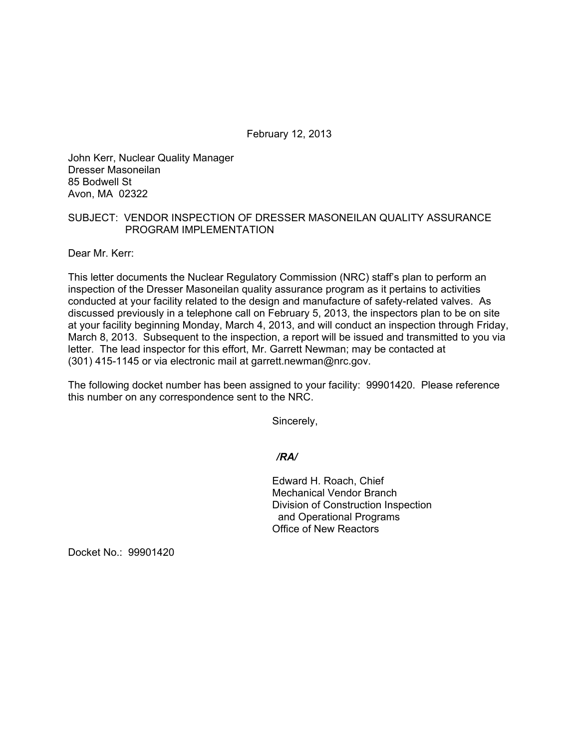February 12, 2013

John Kerr, Nuclear Quality Manager
Dresser Masoneilan
85 Bodwell St
Avon, MA 02322

SUBJECT: VENDOR INSPECTION OF DRESSER MASONEILAN QUALITY ASSURANCE PROGRAM IMPLEMENTATION

Dear Mr. Kerr:

This letter documents the Nuclear Regulatory Commission (NRC) staff's plan to perform an inspection of the Dresser Masoneilan quality assurance program as it pertains to activities conducted at your facility related to the design and manufacture of safety-related valves. As discussed previously in a telephone call on February 5, 2013, the inspectors plan to be on site at your facility beginning Monday, March 4, 2013, and will conduct an inspection through Friday, March 8, 2013. Subsequent to the inspection, a report will be issued and transmitted to you via letter. The lead inspector for this effort, Mr. Garrett Newman; may be contacted at (301) 415-1145 or via electronic mail at garrett.newman@nrc.gov.

The following docket number has been assigned to your facility: 99901420. Please reference this number on any correspondence sent to the NRC.

Sincerely,

*/RA/*

Edward H. Roach, Chief
Mechanical Vendor Branch
Division of Construction Inspection
and Operational Programs
Office of New Reactors

Docket No.: 99901420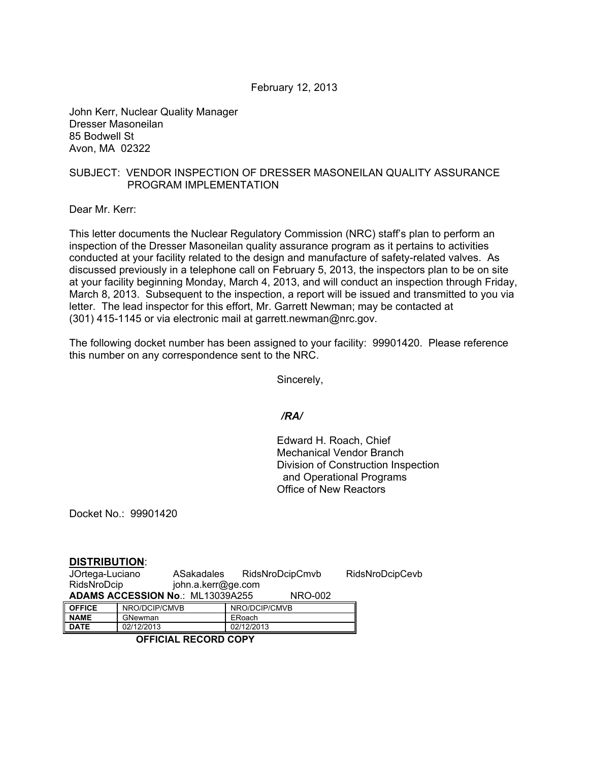February 12, 2013

John Kerr, Nuclear Quality Manager
Dresser Masoneilan
85 Bodwell St
Avon, MA 02322

SUBJECT: VENDOR INSPECTION OF DRESSER MASONEILAN QUALITY ASSURANCE PROGRAM IMPLEMENTATION

Dear Mr. Kerr:

This letter documents the Nuclear Regulatory Commission (NRC) staff's plan to perform an inspection of the Dresser Masoneilan quality assurance program as it pertains to activities conducted at your facility related to the design and manufacture of safety-related valves. As discussed previously in a telephone call on February 5, 2013, the inspectors plan to be on site at your facility beginning Monday, March 4, 2013, and will conduct an inspection through Friday, March 8, 2013. Subsequent to the inspection, a report will be issued and transmitted to you via letter. The lead inspector for this effort, Mr. Garrett Newman; may be contacted at (301) 415-1145 or via electronic mail at garrett.newman@nrc.gov.

The following docket number has been assigned to your facility: 99901420. Please reference this number on any correspondence sent to the NRC.

Sincerely,

*/RA/*

Edward H. Roach, Chief
Mechanical Vendor Branch
Division of Construction Inspection and Operational Programs
Office of New Reactors

Docket No.: 99901420

**DISTRIBUTION**:
JOrtega-Luciano ASakadales RidsNroDcipCmvb RidsNroDcipCevb
RidsNroDcip john.a.kerr@ge.com

**ADAMS ACCESSION No**.: ML13039A255 NRO-002

| | | |
|---|---|---|
| **OFFICE** | NRO/DCIP/CMVB | NRO/DCIP/CMVB |
| **NAME** | GNewman | ERoach |
| **DATE** | 02/12/2013 | 02/12/2013 |

**OFFICIAL RECORD COPY**